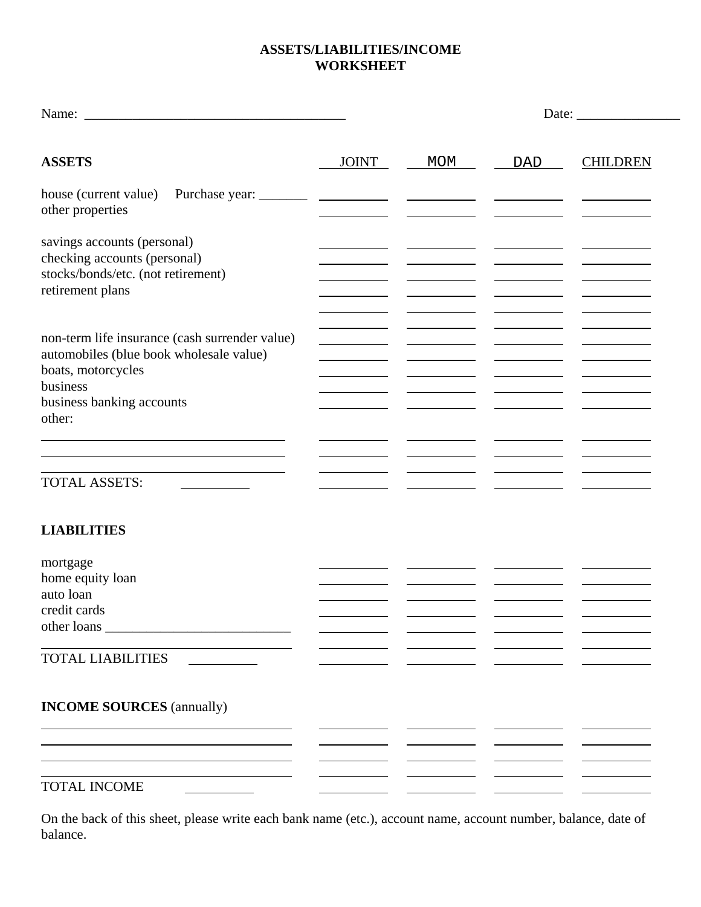# ASSETS/LIABILITIES/INCOME WORKSHEET

Name: ______________________________________ Date: _______________

| ASSETS | JOINT | MOM | DAD | CHILDREN |
| --- | --- | --- | --- | --- |
| house (current value) Purchase year: _______ | | | | |
| other properties | | | | |
| savings accounts (personal) | | | | |
| checking accounts (personal) | | | | |
| stocks/bonds/etc. (not retirement) | | | | |
| retirement plans | | | | |
| | | | | |
| | | | | |
| non-term life insurance (cash surrender value) | | | | |
| automobiles (blue book wholesale value) | | | | |
| boats, motorcycles | | | | |
| business | | | | |
| business banking accounts | | | | |
| other: | | | | |
| | | | | |
| | | | | |
| | | | | |
| TOTAL ASSETS: __________ | | | | |

| LIABILITIES | JOINT | MOM | DAD | CHILDREN |
| --- | --- | --- | --- | --- |
| mortgage | | | | |
| home equity loan | | | | |
| auto loan | | | | |
| credit cards | | | | |
| other loans ___________________________ | | | | |
| | | | | |
| TOTAL LIABILITIES __________ | | | | |

| INCOME SOURCES (annually) | JOINT | MOM | DAD | CHILDREN |
| --- | --- | --- | --- | --- |
| | | | | |
| | | | | |
| | | | | |
| | | | | |
| TOTAL INCOME __________ | | | | |

On the back of this sheet, please write each bank name (etc.), account name, account number, balance, date of balance.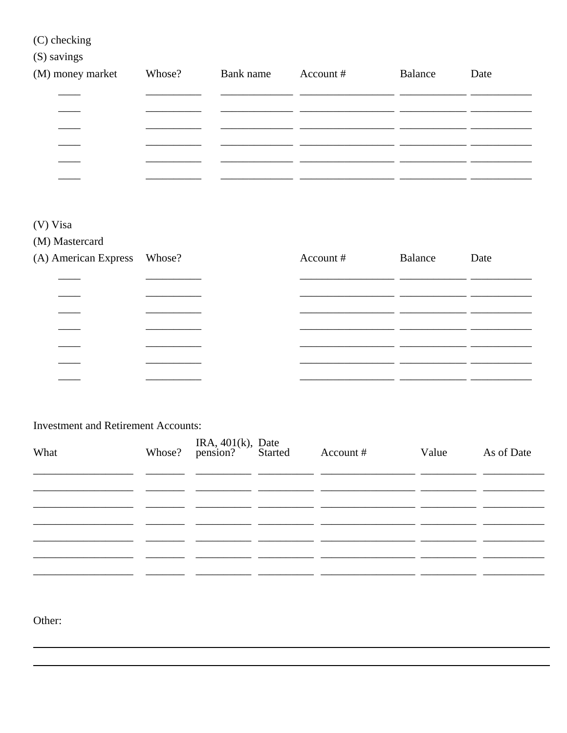(C) checking
(S) savings

| (M) money market | Whose? | Bank name | Account # | Balance | Date |
|---|---|---|---|---|---|
| | | | | | |
| | | | | | |
| | | | | | |
| | | | | | |
| | | | | | |
| | | | | | |

(V) Visa
(M) Mastercard

| (A) American Express | Whose? | Account # | Balance | Date |
|---|---|---|---|---|
| | | | | |
| | | | | |
| | | | | |
| | | | | |
| | | | | |
| | | | | |
| | | | | |

Investment and Retirement Accounts:

| What | Whose? | IRA, 401(k), pension? | Date Started | Account # | Value | As of Date |
|---|---|---|---|---|---|---|
| | | | | | | |
| | | | | | | |
| | | | | | | |
| | | | | | | |
| | | | | | | |
| | | | | | | |
| | | | | | | |

Other:

---

---